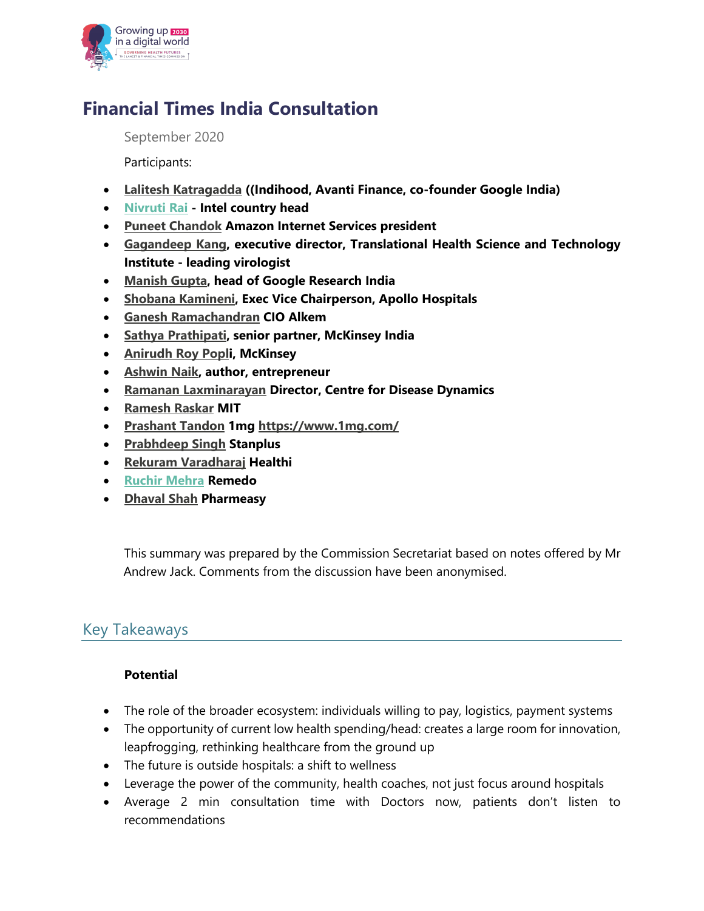# Financial Times India Consultation

September 2020

Participants:

- **Lalitesh Katragadda ((Indihood, Avanti Finance, co-founder Google India)**
- **Nivruti Rai - Intel country head**
- **Puneet Chandok Amazon Internet Services president**
- **Gagandeep Kang, executive director, Translational Health Science and Technology Institute - leading virologist**
- **Manish Gupta, head of Google Research India**
- **Shobana Kamineni, Exec Vice Chairperson, Apollo Hospitals**
- **Ganesh Ramachandran CIO Alkem**
- **Sathya Prathipati, senior partner, McKinsey India**
- **Anirudh Roy Popli, McKinsey**
- **Ashwin Naik, author, entrepreneur**
- **Ramanan Laxminarayan Director, Centre for Disease Dynamics**
- **Ramesh Raskar MIT**
- **Prashant Tandon 1mg https://www.1mg.com/**
- **Prabhdeep Singh Stanplus**
- **Rekuram Varadharaj Healthi**
- **Ruchir Mehra Remedo**
- **Dhaval Shah Pharmeasy**

This summary was prepared by the Commission Secretariat based on notes offered by Mr Andrew Jack. Comments from the discussion have been anonymised.

## Key Takeaways

**Potential**

- The role of the broader ecosystem: individuals willing to pay, logistics, payment systems
- The opportunity of current low health spending/head: creates a large room for innovation, leapfrogging, rethinking healthcare from the ground up
- The future is outside hospitals: a shift to wellness
- Leverage the power of the community, health coaches, not just focus around hospitals
- Average 2 min consultation time with Doctors now, patients don't listen to recommendations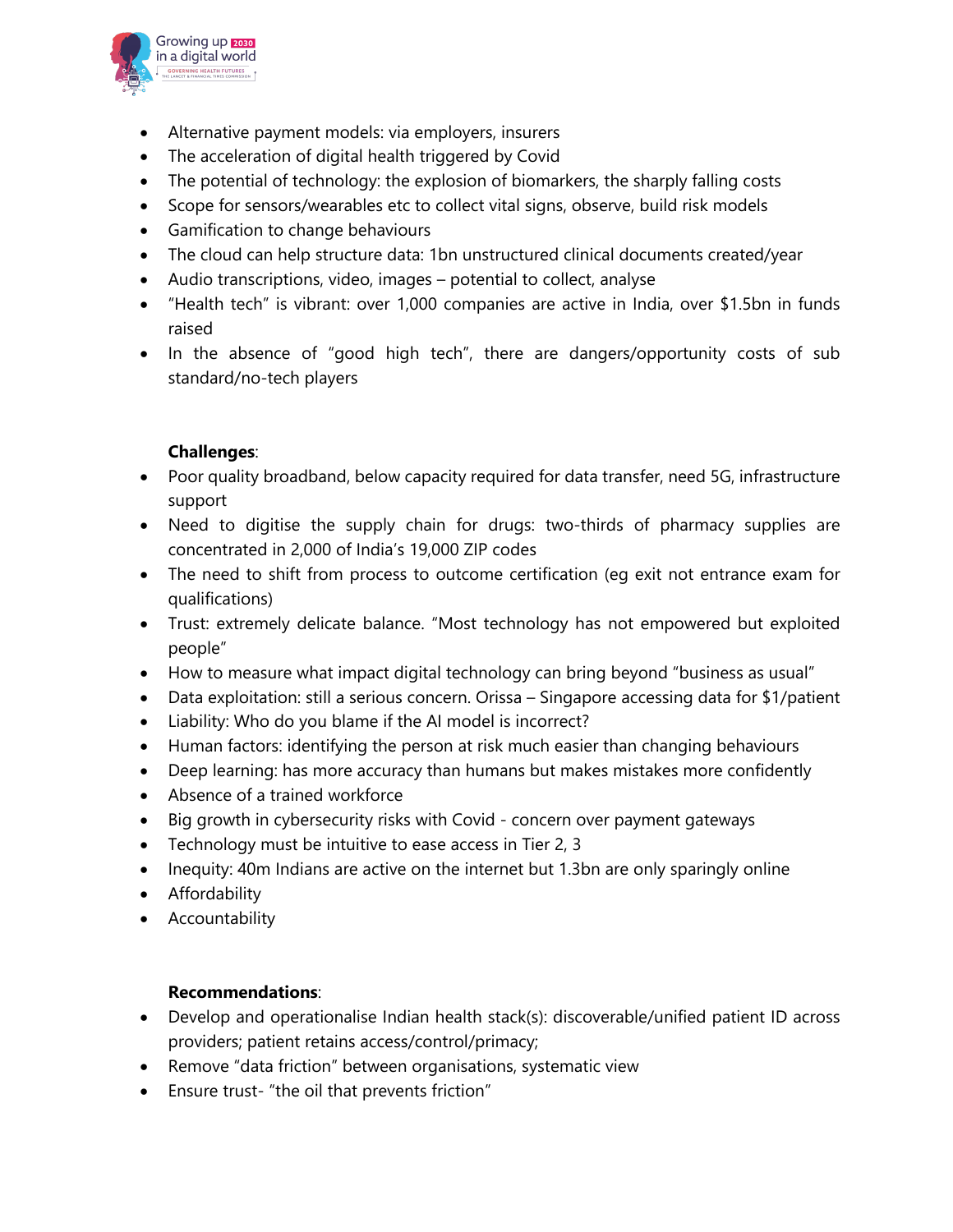- Alternative payment models: via employers, insurers
- The acceleration of digital health triggered by Covid
- The potential of technology: the explosion of biomarkers, the sharply falling costs
- Scope for sensors/wearables etc to collect vital signs, observe, build risk models
- Gamification to change behaviours
- The cloud can help structure data: 1bn unstructured clinical documents created/year
- Audio transcriptions, video, images – potential to collect, analyse
- "Health tech" is vibrant: over 1,000 companies are active in India, over $1.5bn in funds raised
- In the absence of "good high tech", there are dangers/opportunity costs of sub standard/no-tech players

**Challenges**:

- Poor quality broadband, below capacity required for data transfer, need 5G, infrastructure support
- Need to digitise the supply chain for drugs: two-thirds of pharmacy supplies are concentrated in 2,000 of India's 19,000 ZIP codes
- The need to shift from process to outcome certification (eg exit not entrance exam for qualifications)
- Trust: extremely delicate balance. "Most technology has not empowered but exploited people"
- How to measure what impact digital technology can bring beyond "business as usual"
- Data exploitation: still a serious concern. Orissa – Singapore accessing data for $1/patient
- Liability: Who do you blame if the AI model is incorrect?
- Human factors: identifying the person at risk much easier than changing behaviours
- Deep learning: has more accuracy than humans but makes mistakes more confidently
- Absence of a trained workforce
- Big growth in cybersecurity risks with Covid - concern over payment gateways
- Technology must be intuitive to ease access in Tier 2, 3
- Inequity: 40m Indians are active on the internet but 1.3bn are only sparingly online
- Affordability
- Accountability

**Recommendations**:

- Develop and operationalise Indian health stack(s): discoverable/unified patient ID across providers; patient retains access/control/primacy;
- Remove "data friction" between organisations, systematic view
- Ensure trust- "the oil that prevents friction"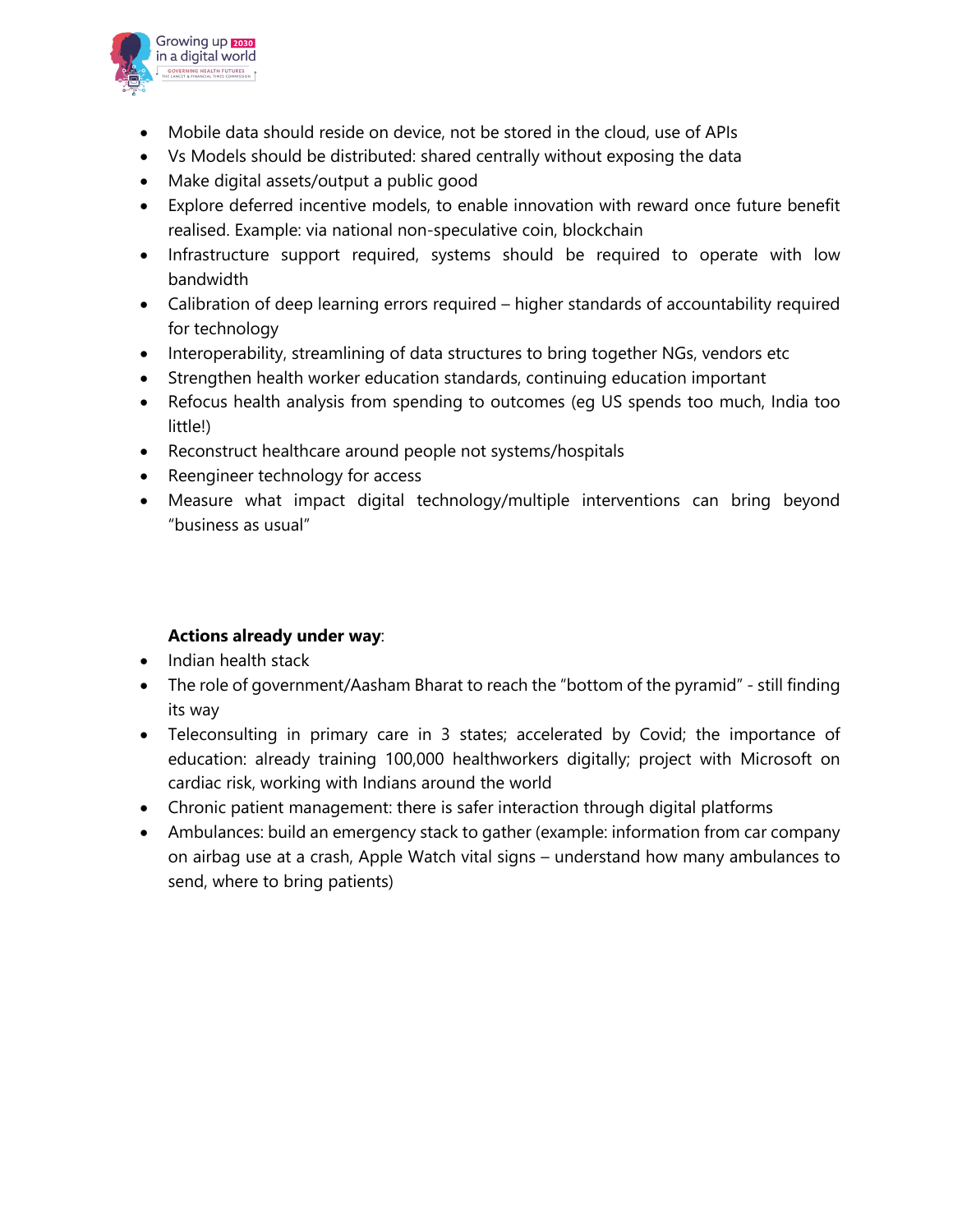- Mobile data should reside on device, not be stored in the cloud, use of APIs
- Vs Models should be distributed: shared centrally without exposing the data
- Make digital assets/output a public good
- Explore deferred incentive models, to enable innovation with reward once future benefit realised. Example: via national non-speculative coin, blockchain
- Infrastructure support required, systems should be required to operate with low bandwidth
- Calibration of deep learning errors required – higher standards of accountability required for technology
- Interoperability, streamlining of data structures to bring together NGs, vendors etc
- Strengthen health worker education standards, continuing education important
- Refocus health analysis from spending to outcomes (eg US spends too much, India too little!)
- Reconstruct healthcare around people not systems/hospitals
- Reengineer technology for access
- Measure what impact digital technology/multiple interventions can bring beyond "business as usual"

**Actions already under way**:

- Indian health stack
- The role of government/Aasham Bharat to reach the "bottom of the pyramid" - still finding its way
- Teleconsulting in primary care in 3 states; accelerated by Covid; the importance of education: already training 100,000 healthworkers digitally; project with Microsoft on cardiac risk, working with Indians around the world
- Chronic patient management: there is safer interaction through digital platforms
- Ambulances: build an emergency stack to gather (example: information from car company on airbag use at a crash, Apple Watch vital signs – understand how many ambulances to send, where to bring patients)